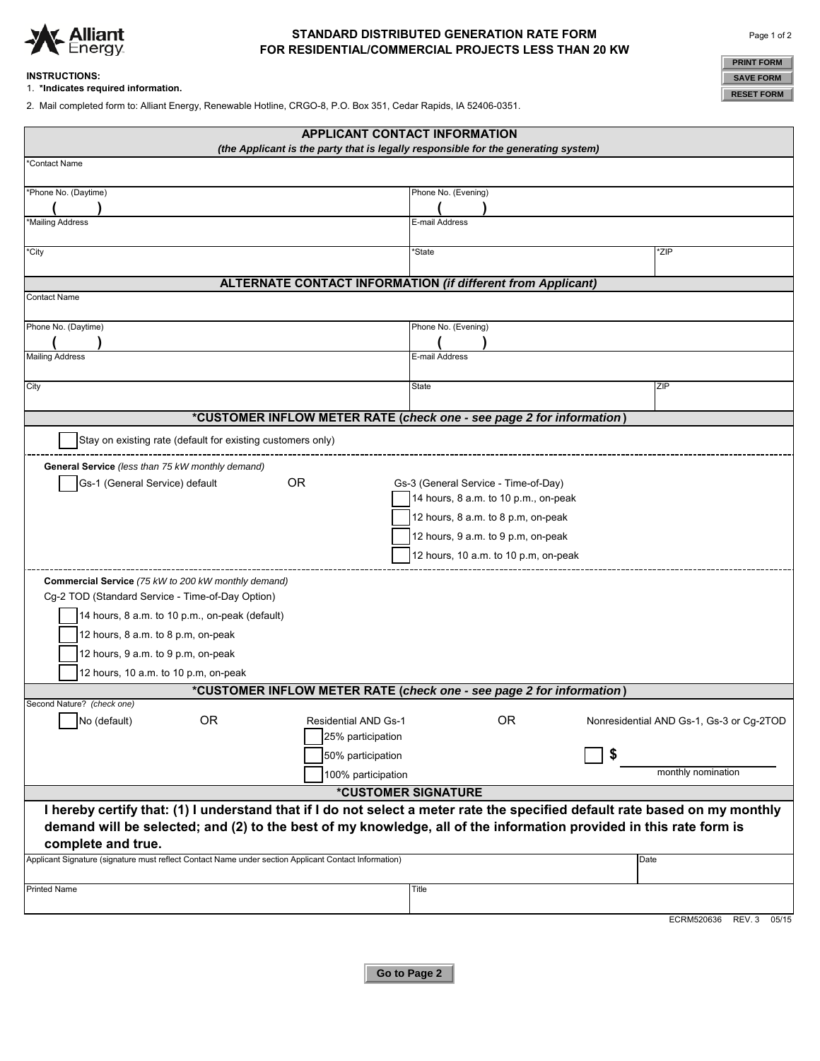Alliant Energy

# STANDARD DISTRIBUTED GENERATION RATE FORM FOR RESIDENTIAL/COMMERCIAL PROJECTS LESS THAN 20 KW

PRINT FORM
SAVE FORM
RESET FORM

**INSTRUCTIONS:**

1. ***Indicates required information.**
2. Mail completed form to: Alliant Energy, Renewable Hotline, CRGO-8, P.O. Box 351, Cedar Rapids, IA 52406-0351.

## APPLICANT CONTACT INFORMATION

*(the Applicant is the party that is legally responsible for the generating system)*

| *Contact Name | | |
|---|---|---|
| *Phone No. (Daytime) ( ) | Phone No. (Evening) ( ) | |
| *Mailing Address | E-mail Address | |
| *City | *State | *ZIP |

## ALTERNATE CONTACT INFORMATION *(if different from Applicant)*

| Contact Name | | |
|---|---|---|
| Phone No. (Daytime) ( ) | Phone No. (Evening) ( ) | |
| Mailing Address | E-mail Address | |
| City | State | ZIP |

## *CUSTOMER INFLOW METER RATE (*check one - see page 2 for information*)

☐ Stay on existing rate (default for existing customers only)

**General Service** *(less than 75 kW monthly demand)*

☐ Gs-1 (General Service) default

OR

Gs-3 (General Service - Time-of-Day)

☐ 14 hours, 8 a.m. to 10 p.m., on-peak

☐ 12 hours, 8 a.m. to 8 p.m, on-peak

☐ 12 hours, 9 a.m. to 9 p.m, on-peak

☐ 12 hours, 10 a.m. to 10 p.m, on-peak

**Commercial Service** *(75 kW to 200 kW monthly demand)*

Cg-2 TOD (Standard Service - Time-of-Day Option)

☐ 14 hours, 8 a.m. to 10 p.m., on-peak (default)

☐ 12 hours, 8 a.m. to 8 p.m, on-peak

☐ 12 hours, 9 a.m. to 9 p.m, on-peak

☐ 12 hours, 10 a.m. to 10 p.m, on-peak

## *CUSTOMER INFLOW METER RATE (*check one - see page 2 for information*)

Second Nature? *(check one)*

☐ No (default)

OR

Residential AND Gs-1

☐ 25% participation

☐ 50% participation

☐ 100% participation

OR

Nonresidential AND Gs-1, Gs-3 or Cg-2TOD

☐ $ ________ monthly nomination

## *CUSTOMER SIGNATURE

**I hereby certify that: (1) I understand that if I do not select a meter rate the specified default rate based on my monthly demand will be selected; and (2) to the best of my knowledge, all of the information provided in this rate form is complete and true.**

| Applicant Signature (signature must reflect Contact Name under section Applicant Contact Information) | Date |
|---|---|
| Printed Name | Title |

ECRM520636 REV. 3 05/15

Go to Page 2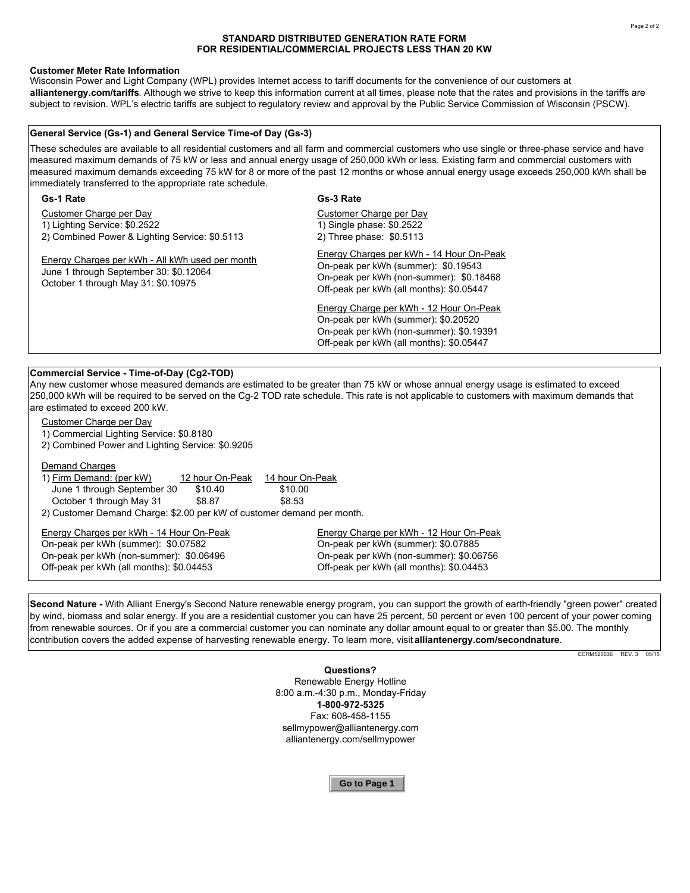## STANDARD DISTRIBUTED GENERATION RATE FORM
## FOR RESIDENTIAL/COMMERCIAL PROJECTS LESS THAN 20 KW

**Customer Meter Rate Information**

Wisconsin Power and Light Company (WPL) provides Internet access to tariff documents for the convenience of our customers at **alliantenergy.com/tariffs**. Although we strive to keep this information current at all times, please note that the rates and provisions in the tariffs are subject to revision. WPL's electric tariffs are subject to regulatory review and approval by the Public Service Commission of Wisconsin (PSCW).

### General Service (Gs-1) and General Service Time-of Day (Gs-3)

These schedules are available to all residential customers and all farm and commercial customers who use single or three-phase service and have measured maximum demands of 75 kW or less and annual energy usage of 250,000 kWh or less. Existing farm and commercial customers with measured maximum demands exceeding 75 kW for 8 or more of the past 12 months or whose annual energy usage exceeds 250,000 kWh shall be immediately transferred to the appropriate rate schedule.

**Gs-1 Rate**

Customer Charge per Day
1) Lighting Service: $0.2522
2) Combined Power & Lighting Service: $0.5113

Energy Charges per kWh - All kWh used per month
June 1 through September 30: $0.12064
October 1 through May 31: $0.10975

**Gs-3 Rate**

Customer Charge per Day
1) Single phase: $0.2522
2) Three phase: $0.5113

Energy Charges per kWh - 14 Hour On-Peak
On-peak per kWh (summer): $0.19543
On-peak per kWh (non-summer): $0.18468
Off-peak per kWh (all months): $0.05447

Energy Charge per kWh - 12 Hour On-Peak
On-peak per kWh (summer): $0.20520
On-peak per kWh (non-summer): $0.19391
Off-peak per kWh (all months): $0.05447

### Commercial Service - Time-of-Day (Cg2-TOD)

Any new customer whose measured demands are estimated to be greater than 75 kW or whose annual energy usage is estimated to exceed 250,000 kWh will be required to be served on the Cg-2 TOD rate schedule. This rate is not applicable to customers with maximum demands that are estimated to exceed 200 kW.

Customer Charge per Day
1) Commercial Lighting Service: $0.8180
2) Combined Power and Lighting Service: $0.9205

Demand Charges

| 1) Firm Demand: (per kW) | 12 hour On-Peak | 14 hour On-Peak |
|---|---|---|
| June 1 through September 30 | $10.40 | $10.00 |
| October 1 through May 31 | $8.87 | $8.53 |

2) Customer Demand Charge: $2.00 per kW of customer demand per month.

Energy Charges per kWh - 14 Hour On-Peak
On-peak per kWh (summer): $0.07582
On-peak per kWh (non-summer): $0.06496
Off-peak per kWh (all months): $0.04453

Energy Charge per kWh - 12 Hour On-Peak
On-peak per kWh (summer): $0.07885
On-peak per kWh (non-summer): $0.06756
Off-peak per kWh (all months): $0.04453

**Second Nature -** With Alliant Energy's Second Nature renewable energy program, you can support the growth of earth-friendly "green power" created by wind, biomass and solar energy. If you are a residential customer you can have 25 percent, 50 percent or even 100 percent of your power coming from renewable sources. Or if you are a commercial customer you can nominate any dollar amount equal to or greater than $5.00. The monthly contribution covers the added expense of harvesting renewable energy. To learn more, visit **alliantenergy.com/secondnature**.

ECRM520636 REV. 3 05/15

**Questions?**
Renewable Energy Hotline
8:00 a.m.-4:30 p.m., Monday-Friday
**1-800-972-5325**
Fax: 608-458-1155
sellmypower@alliantenergy.com
alliantenergy.com/sellmypower

**Go to Page 1**